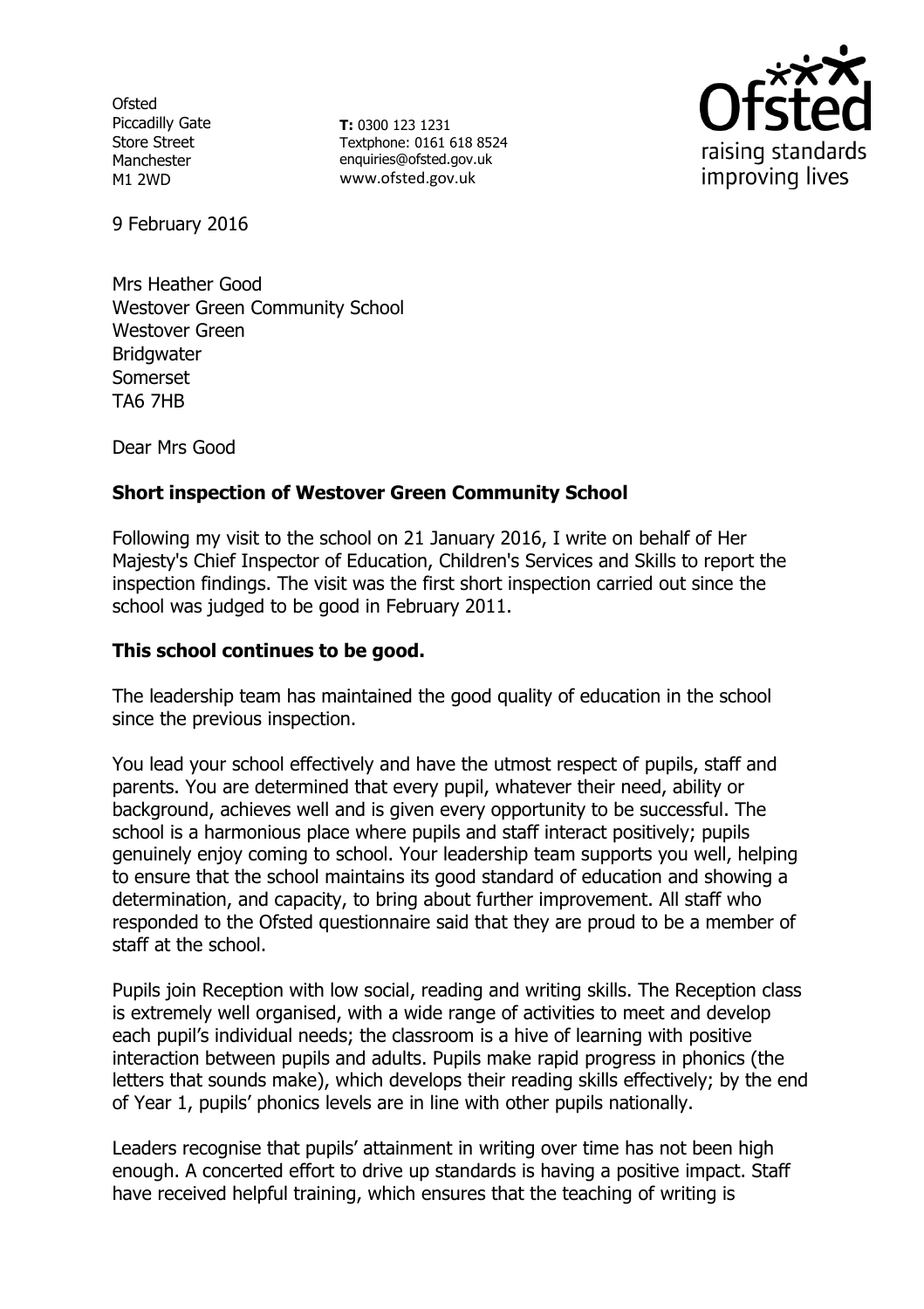Ofsted
Piccadilly Gate
Store Street
Manchester
M1 2WD

**T:** 0300 123 1231
Textphone: 0161 618 8524
enquiries@ofsted.gov.uk
www.ofsted.gov.uk

9 February 2016

Mrs Heather Good
Westover Green Community School
Westover Green
Bridgwater
Somerset
TA6 7HB

Dear Mrs Good

**Short inspection of Westover Green Community School**

Following my visit to the school on 21 January 2016, I write on behalf of Her Majesty's Chief Inspector of Education, Children's Services and Skills to report the inspection findings. The visit was the first short inspection carried out since the school was judged to be good in February 2011.

**This school continues to be good.**

The leadership team has maintained the good quality of education in the school since the previous inspection.

You lead your school effectively and have the utmost respect of pupils, staff and parents. You are determined that every pupil, whatever their need, ability or background, achieves well and is given every opportunity to be successful. The school is a harmonious place where pupils and staff interact positively; pupils genuinely enjoy coming to school. Your leadership team supports you well, helping to ensure that the school maintains its good standard of education and showing a determination, and capacity, to bring about further improvement. All staff who responded to the Ofsted questionnaire said that they are proud to be a member of staff at the school.

Pupils join Reception with low social, reading and writing skills. The Reception class is extremely well organised, with a wide range of activities to meet and develop each pupil's individual needs; the classroom is a hive of learning with positive interaction between pupils and adults. Pupils make rapid progress in phonics (the letters that sounds make), which develops their reading skills effectively; by the end of Year 1, pupils' phonics levels are in line with other pupils nationally.

Leaders recognise that pupils' attainment in writing over time has not been high enough. A concerted effort to drive up standards is having a positive impact. Staff have received helpful training, which ensures that the teaching of writing is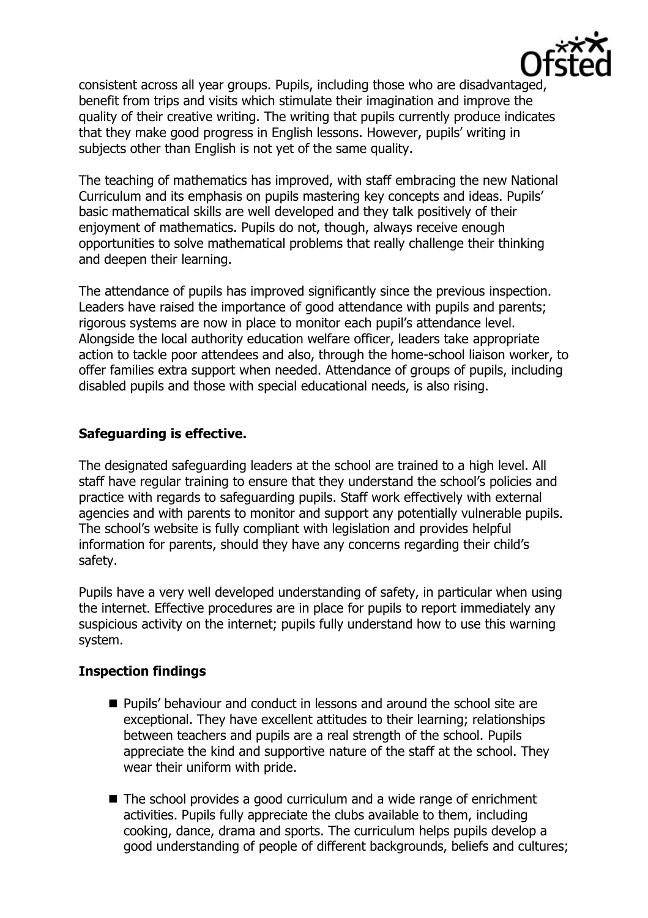consistent across all year groups. Pupils, including those who are disadvantaged, benefit from trips and visits which stimulate their imagination and improve the quality of their creative writing. The writing that pupils currently produce indicates that they make good progress in English lessons. However, pupils' writing in subjects other than English is not yet of the same quality.

The teaching of mathematics has improved, with staff embracing the new National Curriculum and its emphasis on pupils mastering key concepts and ideas. Pupils' basic mathematical skills are well developed and they talk positively of their enjoyment of mathematics. Pupils do not, though, always receive enough opportunities to solve mathematical problems that really challenge their thinking and deepen their learning.

The attendance of pupils has improved significantly since the previous inspection. Leaders have raised the importance of good attendance with pupils and parents; rigorous systems are now in place to monitor each pupil's attendance level. Alongside the local authority education welfare officer, leaders take appropriate action to tackle poor attendees and also, through the home-school liaison worker, to offer families extra support when needed. Attendance of groups of pupils, including disabled pupils and those with special educational needs, is also rising.

## Safeguarding is effective.

The designated safeguarding leaders at the school are trained to a high level. All staff have regular training to ensure that they understand the school's policies and practice with regards to safeguarding pupils. Staff work effectively with external agencies and with parents to monitor and support any potentially vulnerable pupils. The school's website is fully compliant with legislation and provides helpful information for parents, should they have any concerns regarding their child's safety.

Pupils have a very well developed understanding of safety, in particular when using the internet. Effective procedures are in place for pupils to report immediately any suspicious activity on the internet; pupils fully understand how to use this warning system.

## Inspection findings

- Pupils' behaviour and conduct in lessons and around the school site are exceptional. They have excellent attitudes to their learning; relationships between teachers and pupils are a real strength of the school. Pupils appreciate the kind and supportive nature of the staff at the school. They wear their uniform with pride.
- The school provides a good curriculum and a wide range of enrichment activities. Pupils fully appreciate the clubs available to them, including cooking, dance, drama and sports. The curriculum helps pupils develop a good understanding of people of different backgrounds, beliefs and cultures;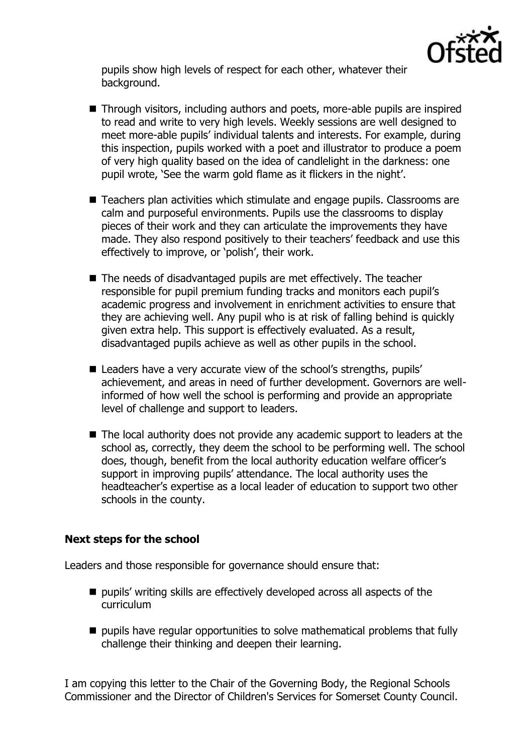pupils show high levels of respect for each other, whatever their background.

- Through visitors, including authors and poets, more-able pupils are inspired to read and write to very high levels. Weekly sessions are well designed to meet more-able pupils' individual talents and interests. For example, during this inspection, pupils worked with a poet and illustrator to produce a poem of very high quality based on the idea of candlelight in the darkness: one pupil wrote, 'See the warm gold flame as it flickers in the night'.
- Teachers plan activities which stimulate and engage pupils. Classrooms are calm and purposeful environments. Pupils use the classrooms to display pieces of their work and they can articulate the improvements they have made. They also respond positively to their teachers' feedback and use this effectively to improve, or 'polish', their work.
- The needs of disadvantaged pupils are met effectively. The teacher responsible for pupil premium funding tracks and monitors each pupil's academic progress and involvement in enrichment activities to ensure that they are achieving well. Any pupil who is at risk of falling behind is quickly given extra help. This support is effectively evaluated. As a result, disadvantaged pupils achieve as well as other pupils in the school.
- Leaders have a very accurate view of the school's strengths, pupils' achievement, and areas in need of further development. Governors are well-informed of how well the school is performing and provide an appropriate level of challenge and support to leaders.
- The local authority does not provide any academic support to leaders at the school as, correctly, they deem the school to be performing well. The school does, though, benefit from the local authority education welfare officer's support in improving pupils' attendance. The local authority uses the headteacher's expertise as a local leader of education to support two other schools in the county.

### Next steps for the school

Leaders and those responsible for governance should ensure that:

- pupils' writing skills are effectively developed across all aspects of the curriculum
- pupils have regular opportunities to solve mathematical problems that fully challenge their thinking and deepen their learning.

I am copying this letter to the Chair of the Governing Body, the Regional Schools Commissioner and the Director of Children's Services for Somerset County Council.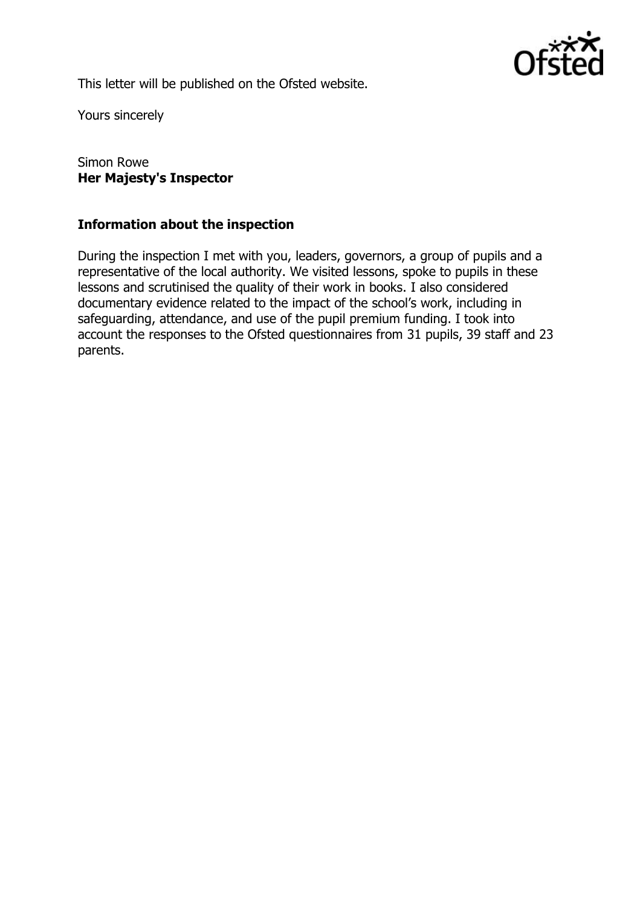This letter will be published on the Ofsted website.

Yours sincerely

Simon Rowe
**Her Majesty's Inspector**

### Information about the inspection

During the inspection I met with you, leaders, governors, a group of pupils and a representative of the local authority. We visited lessons, spoke to pupils in these lessons and scrutinised the quality of their work in books. I also considered documentary evidence related to the impact of the school's work, including in safeguarding, attendance, and use of the pupil premium funding. I took into account the responses to the Ofsted questionnaires from 31 pupils, 39 staff and 23 parents.